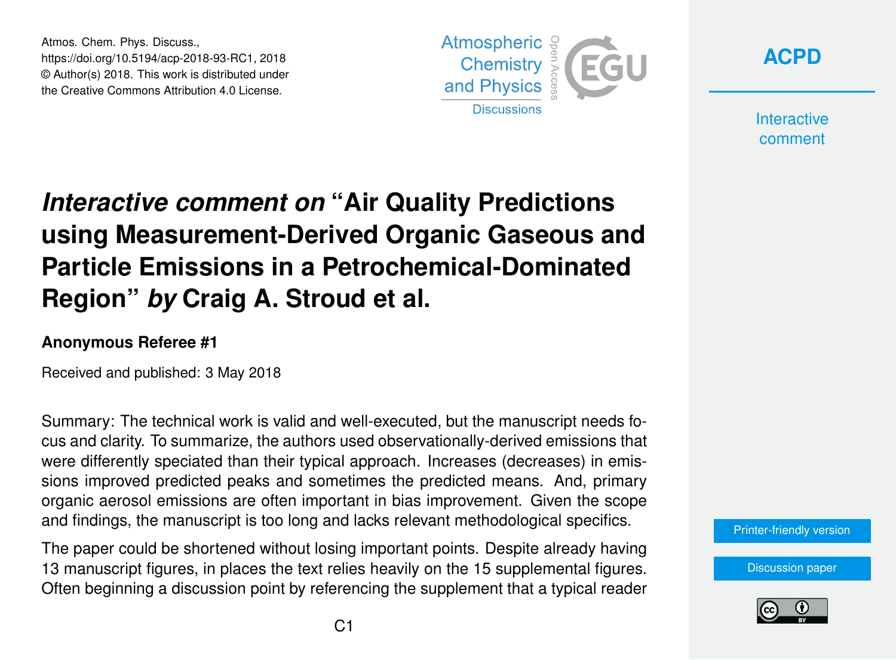# *Interactive comment on* "Air Quality Predictions using Measurement-Derived Organic Gaseous and Particle Emissions in a Petrochemical-Dominated Region" *by* Craig A. Stroud et al.

### Anonymous Referee #1

Received and published: 3 May 2018

Summary: The technical work is valid and well-executed, but the manuscript needs focus and clarity. To summarize, the authors used observationally-derived emissions that were differently speciated than their typical approach. Increases (decreases) in emissions improved predicted peaks and sometimes the predicted means. And, primary organic aerosol emissions are often important in bias improvement. Given the scope and findings, the manuscript is too long and lacks relevant methodological specifics.

The paper could be shortened without losing important points. Despite already having 13 manuscript figures, in places the text relies heavily on the 15 supplemental figures. Often beginning a discussion point by referencing the supplement that a typical reader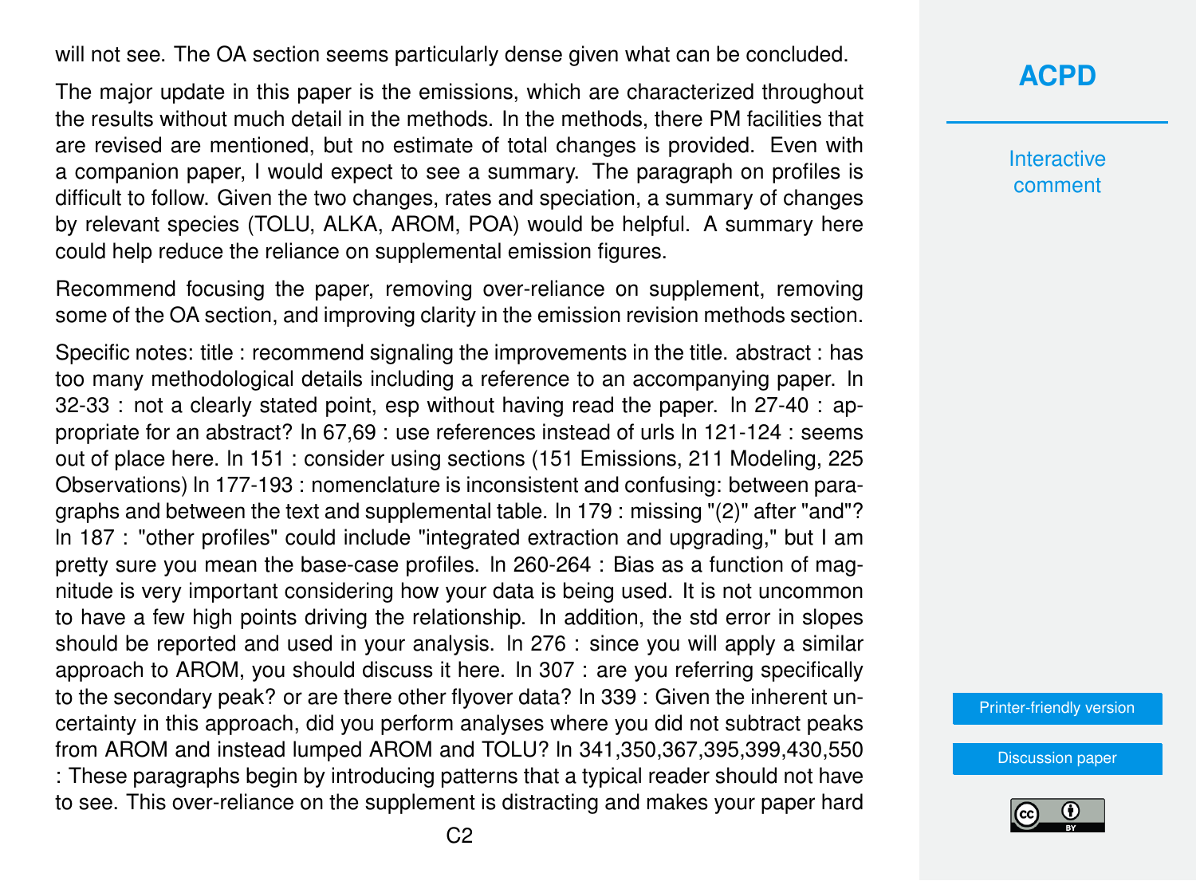will not see. The OA section seems particularly dense given what can be concluded.

The major update in this paper is the emissions, which are characterized throughout the results without much detail in the methods. In the methods, there PM facilities that are revised are mentioned, but no estimate of total changes is provided. Even with a companion paper, I would expect to see a summary. The paragraph on profiles is difficult to follow. Given the two changes, rates and speciation, a summary of changes by relevant species (TOLU, ALKA, AROM, POA) would be helpful. A summary here could help reduce the reliance on supplemental emission figures.

Recommend focusing the paper, removing over-reliance on supplement, removing some of the OA section, and improving clarity in the emission revision methods section.

Specific notes: title : recommend signaling the improvements in the title. abstract : has too many methodological details including a reference to an accompanying paper. ln 32-33 : not a clearly stated point, esp without having read the paper. ln 27-40 : appropriate for an abstract? ln 67,69 : use references instead of urls ln 121-124 : seems out of place here. ln 151 : consider using sections (151 Emissions, 211 Modeling, 225 Observations) ln 177-193 : nomenclature is inconsistent and confusing: between paragraphs and between the text and supplemental table. ln 179 : missing "(2)" after "and"? ln 187 : "other profiles" could include "integrated extraction and upgrading," but I am pretty sure you mean the base-case profiles. ln 260-264 : Bias as a function of magnitude is very important considering how your data is being used. It is not uncommon to have a few high points driving the relationship. In addition, the std error in slopes should be reported and used in your analysis. ln 276 : since you will apply a similar approach to AROM, you should discuss it here. ln 307 : are you referring specifically to the secondary peak? or are there other flyover data? ln 339 : Given the inherent uncertainty in this approach, did you perform analyses where you did not subtract peaks from AROM and instead lumped AROM and TOLU? ln 341,350,367,395,399,430,550 : These paragraphs begin by introducing patterns that a typical reader should not have to see. This over-reliance on the supplement is distracting and makes your paper hard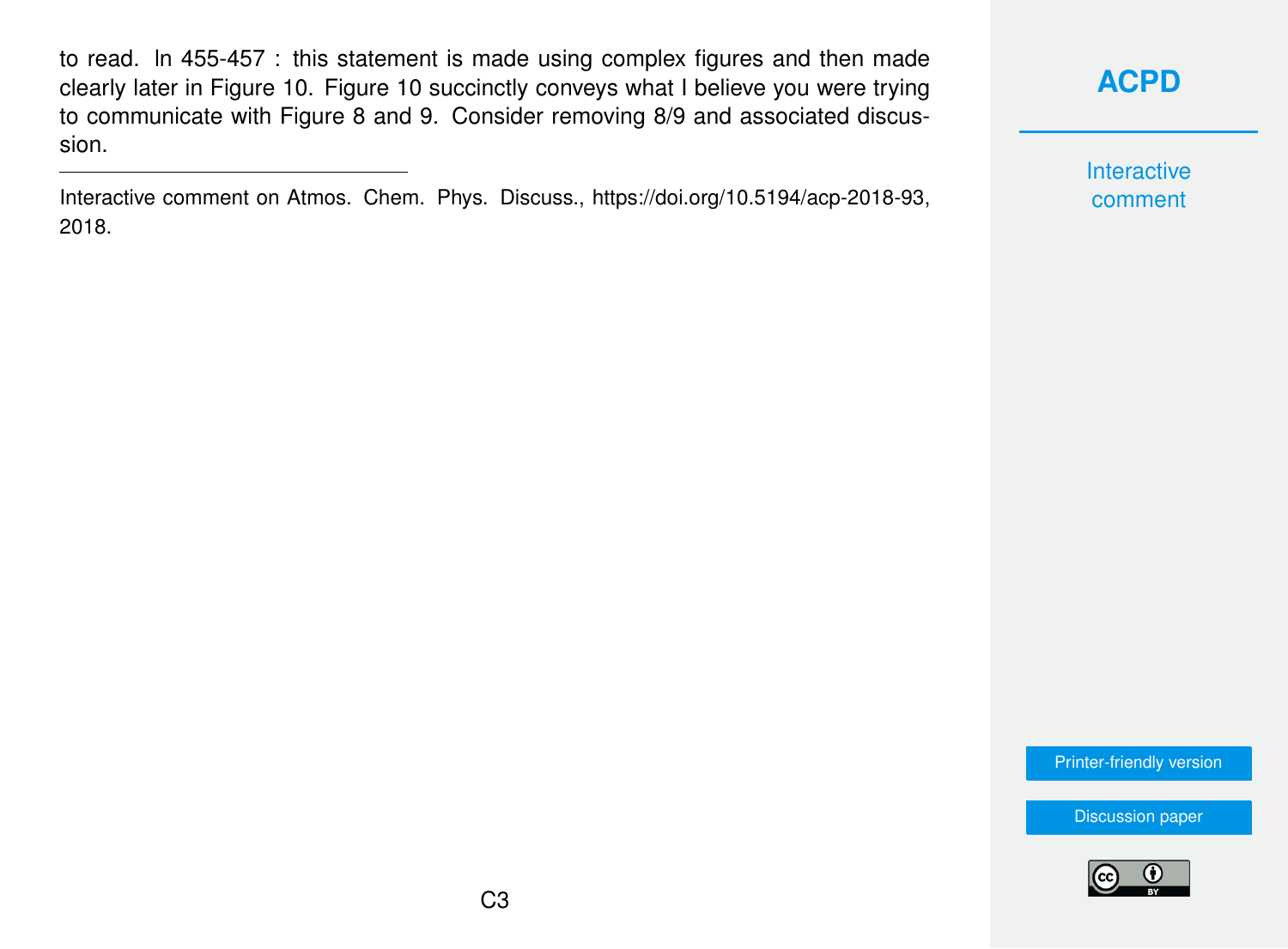to read. In 455-457 : this statement is made using complex figures and then made clearly later in Figure 10. Figure 10 succinctly conveys what I believe you were trying to communicate with Figure 8 and 9. Consider removing 8/9 and associated discussion.

---

Interactive comment on Atmos. Chem. Phys. Discuss., https://doi.org/10.5194/acp-2018-93, 2018.